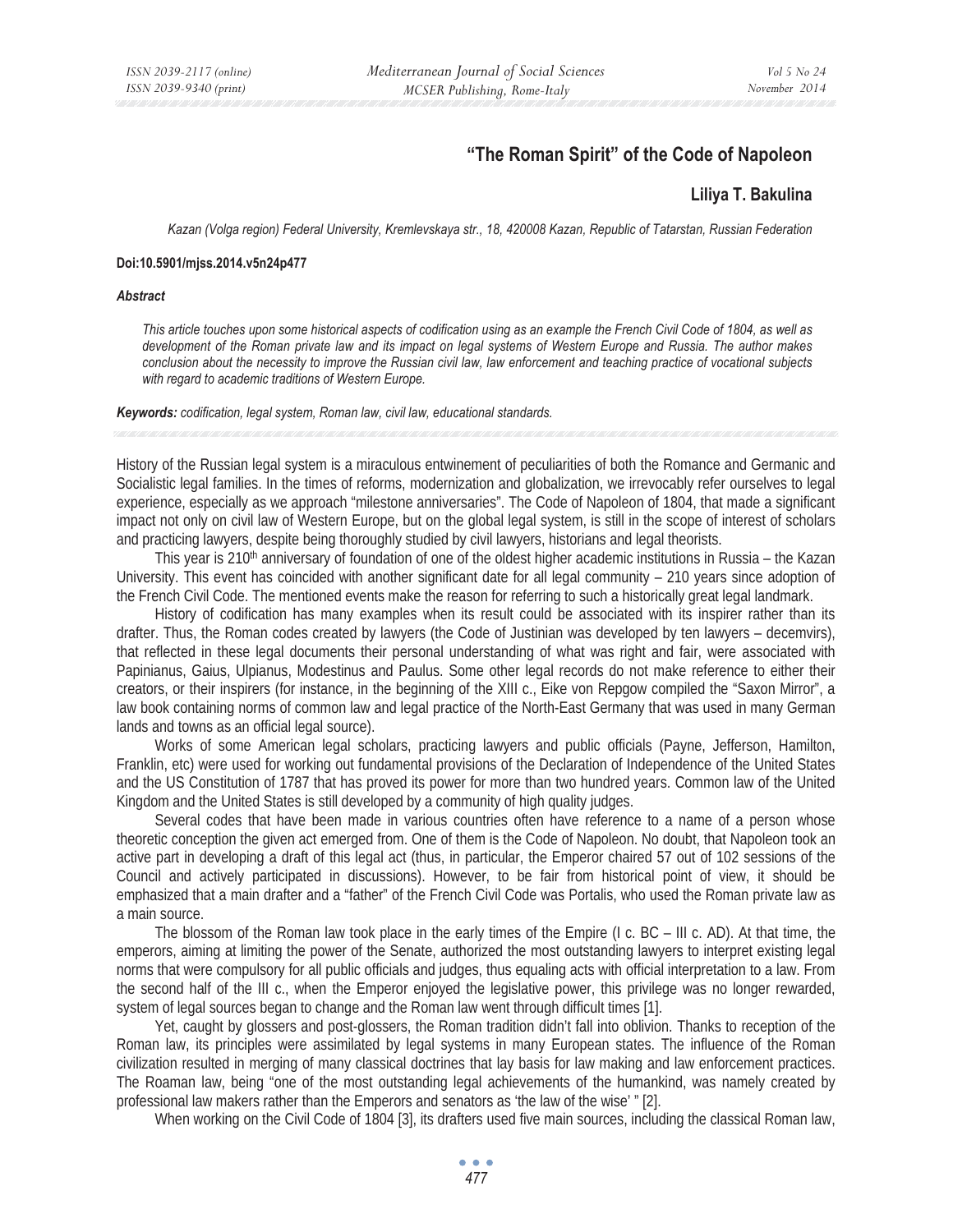# "The Roman Spirit" of the Code of Napoleon

**Liliya T. Bakulina**

*Kazan (Volga region) Federal University, Kremlevskaya str., 18, 420008 Kazan, Republic of Tatarstan, Russian Federation*

**Doi:10.5901/mjss.2014.v5n24p477**

***Abstract***

*This article touches upon some historical aspects of codification using as an example the French Civil Code of 1804, as well as development of the Roman private law and its impact on legal systems of Western Europe and Russia. The author makes conclusion about the necessity to improve the Russian civil law, law enforcement and teaching practice of vocational subjects with regard to academic traditions of Western Europe.*

***Keywords:*** *codification, legal system, Roman law, civil law, educational standards.*

History of the Russian legal system is a miraculous entwinement of peculiarities of both the Romance and Germanic and Socialistic legal families. In the times of reforms, modernization and globalization, we irrevocably refer ourselves to legal experience, especially as we approach "milestone anniversaries". The Code of Napoleon of 1804, that made a significant impact not only on civil law of Western Europe, but on the global legal system, is still in the scope of interest of scholars and practicing lawyers, despite being thoroughly studied by civil lawyers, historians and legal theorists.

This year is 210th anniversary of foundation of one of the oldest higher academic institutions in Russia – the Kazan University. This event has coincided with another significant date for all legal community – 210 years since adoption of the French Civil Code. The mentioned events make the reason for referring to such a historically great legal landmark.

History of codification has many examples when its result could be associated with its inspirer rather than its drafter. Thus, the Roman codes created by lawyers (the Code of Justinian was developed by ten lawyers – decemvirs), that reflected in these legal documents their personal understanding of what was right and fair, were associated with Papinianus, Gaius, Ulpianus, Modestinus and Paulus. Some other legal records do not make reference to either their creators, or their inspirers (for instance, in the beginning of the XIII c., Eike von Repgow compiled the "Saxon Mirror", a law book containing norms of common law and legal practice of the North-East Germany that was used in many German lands and towns as an official legal source).

Works of some American legal scholars, practicing lawyers and public officials (Payne, Jefferson, Hamilton, Franklin, etc) were used for working out fundamental provisions of the Declaration of Independence of the United States and the US Constitution of 1787 that has proved its power for more than two hundred years. Common law of the United Kingdom and the United States is still developed by a community of high quality judges.

Several codes that have been made in various countries often have reference to a name of a person whose theoretic conception the given act emerged from. One of them is the Code of Napoleon. No doubt, that Napoleon took an active part in developing a draft of this legal act (thus, in particular, the Emperor chaired 57 out of 102 sessions of the Council and actively participated in discussions). However, to be fair from historical point of view, it should be emphasized that a main drafter and a "father" of the French Civil Code was Portalis, who used the Roman private law as a main source.

The blossom of the Roman law took place in the early times of the Empire (I c. BC – III c. AD). At that time, the emperors, aiming at limiting the power of the Senate, authorized the most outstanding lawyers to interpret existing legal norms that were compulsory for all public officials and judges, thus equaling acts with official interpretation to a law. From the second half of the III c., when the Emperor enjoyed the legislative power, this privilege was no longer rewarded, system of legal sources began to change and the Roman law went through difficult times [1].

Yet, caught by glossers and post-glossers, the Roman tradition didn't fall into oblivion. Thanks to reception of the Roman law, its principles were assimilated by legal systems in many European states. The influence of the Roman civilization resulted in merging of many classical doctrines that lay basis for law making and law enforcement practices. The Roaman law, being "one of the most outstanding legal achievements of the humankind, was namely created by professional law makers rather than the Emperors and senators as 'the law of the wise' " [2].

When working on the Civil Code of 1804 [3], its drafters used five main sources, including the classical Roman law,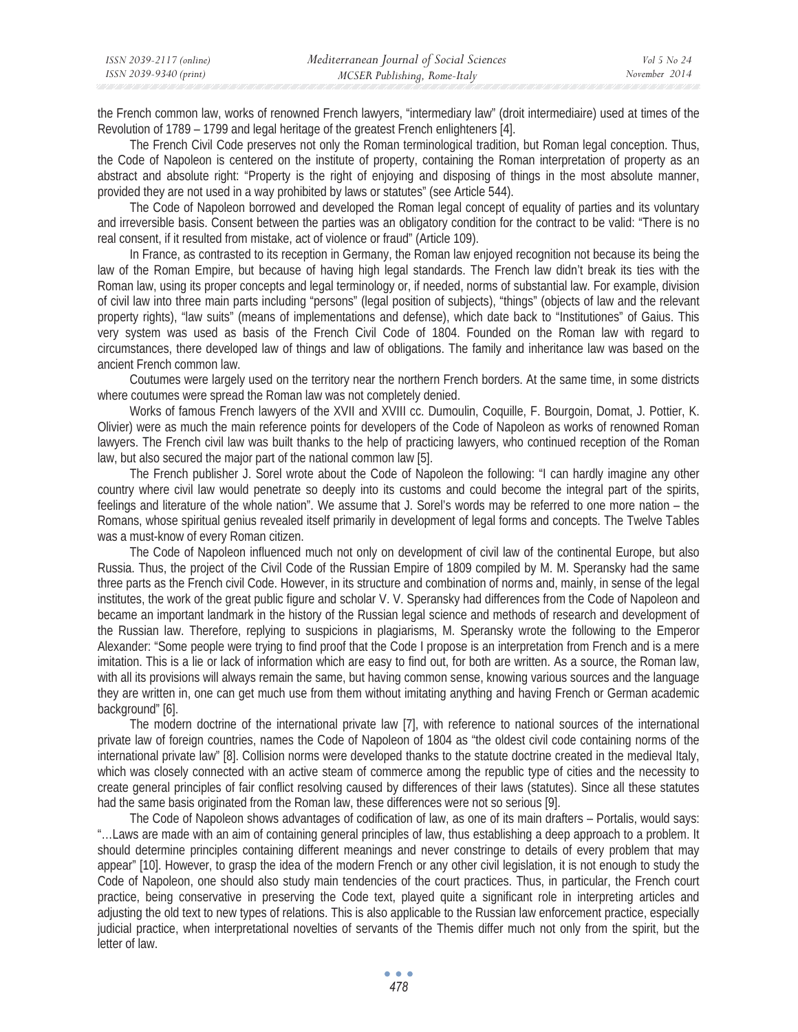the French common law, works of renowned French lawyers, "intermediary law" (droit intermediaire) used at times of the Revolution of 1789 – 1799 and legal heritage of the greatest French enlighteners [4].

The French Civil Code preserves not only the Roman terminological tradition, but Roman legal conception. Thus, the Code of Napoleon is centered on the institute of property, containing the Roman interpretation of property as an abstract and absolute right: "Property is the right of enjoying and disposing of things in the most absolute manner, provided they are not used in a way prohibited by laws or statutes" (see Article 544).

The Code of Napoleon borrowed and developed the Roman legal concept of equality of parties and its voluntary and irreversible basis. Consent between the parties was an obligatory condition for the contract to be valid: "There is no real consent, if it resulted from mistake, act of violence or fraud" (Article 109).

In France, as contrasted to its reception in Germany, the Roman law enjoyed recognition not because its being the law of the Roman Empire, but because of having high legal standards. The French law didn't break its ties with the Roman law, using its proper concepts and legal terminology or, if needed, norms of substantial law. For example, division of civil law into three main parts including "persons" (legal position of subjects), "things" (objects of law and the relevant property rights), "law suits" (means of implementations and defense), which date back to "Institutiones" of Gaius. This very system was used as basis of the French Civil Code of 1804. Founded on the Roman law with regard to circumstances, there developed law of things and law of obligations. The family and inheritance law was based on the ancient French common law.

Coutumes were largely used on the territory near the northern French borders. At the same time, in some districts where coutumes were spread the Roman law was not completely denied.

Works of famous French lawyers of the XVII and XVIII cc. Dumoulin, Coquille, F. Bourgoin, Domat, J. Pottier, K. Olivier) were as much the main reference points for developers of the Code of Napoleon as works of renowned Roman lawyers. The French civil law was built thanks to the help of practicing lawyers, who continued reception of the Roman law, but also secured the major part of the national common law [5].

The French publisher J. Sorel wrote about the Code of Napoleon the following: "I can hardly imagine any other country where civil law would penetrate so deeply into its customs and could become the integral part of the spirits, feelings and literature of the whole nation". We assume that J. Sorel's words may be referred to one more nation – the Romans, whose spiritual genius revealed itself primarily in development of legal forms and concepts. The Twelve Tables was a must-know of every Roman citizen.

The Code of Napoleon influenced much not only on development of civil law of the continental Europe, but also Russia. Thus, the project of the Civil Code of the Russian Empire of 1809 compiled by M. M. Speransky had the same three parts as the French civil Code. However, in its structure and combination of norms and, mainly, in sense of the legal institutes, the work of the great public figure and scholar V. V. Speransky had differences from the Code of Napoleon and became an important landmark in the history of the Russian legal science and methods of research and development of the Russian law. Therefore, replying to suspicions in plagiarisms, M. Speransky wrote the following to the Emperor Alexander: "Some people were trying to find proof that the Code I propose is an interpretation from French and is a mere imitation. This is a lie or lack of information which are easy to find out, for both are written. As a source, the Roman law, with all its provisions will always remain the same, but having common sense, knowing various sources and the language they are written in, one can get much use from them without imitating anything and having French or German academic background" [6].

The modern doctrine of the international private law [7], with reference to national sources of the international private law of foreign countries, names the Code of Napoleon of 1804 as "the oldest civil code containing norms of the international private law" [8]. Collision norms were developed thanks to the statute doctrine created in the medieval Italy, which was closely connected with an active steam of commerce among the republic type of cities and the necessity to create general principles of fair conflict resolving caused by differences of their laws (statutes). Since all these statutes had the same basis originated from the Roman law, these differences were not so serious [9].

The Code of Napoleon shows advantages of codification of law, as one of its main drafters – Portalis, would says: "…Laws are made with an aim of containing general principles of law, thus establishing a deep approach to a problem. It should determine principles containing different meanings and never constringe to details of every problem that may appear" [10]. However, to grasp the idea of the modern French or any other civil legislation, it is not enough to study the Code of Napoleon, one should also study main tendencies of the court practices. Thus, in particular, the French court practice, being conservative in preserving the Code text, played quite a significant role in interpreting articles and adjusting the old text to new types of relations. This is also applicable to the Russian law enforcement practice, especially judicial practice, when interpretational novelties of servants of the Themis differ much not only from the spirit, but the letter of law.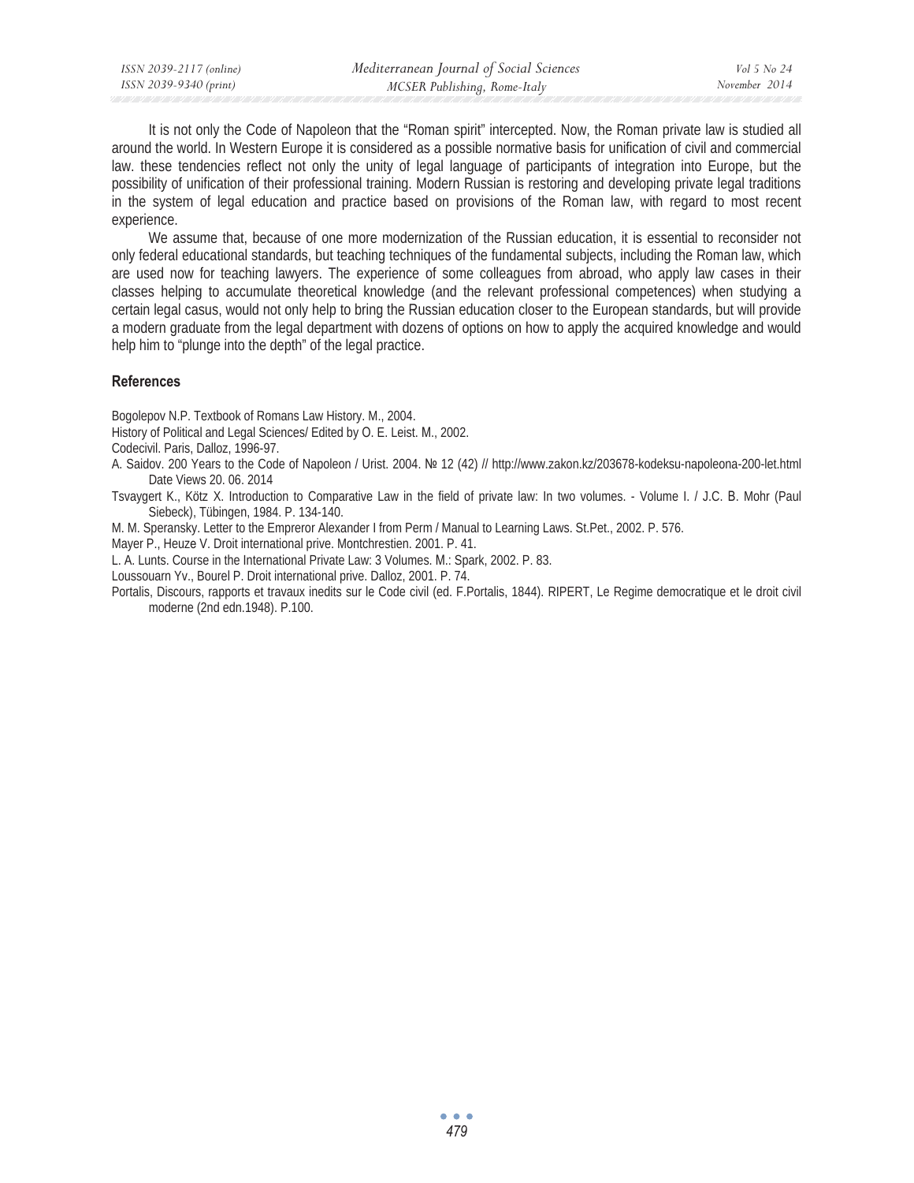It is not only the Code of Napoleon that the "Roman spirit" intercepted. Now, the Roman private law is studied all around the world. In Western Europe it is considered as a possible normative basis for unification of civil and commercial law. these tendencies reflect not only the unity of legal language of participants of integration into Europe, but the possibility of unification of their professional training. Modern Russian is restoring and developing private legal traditions in the system of legal education and practice based on provisions of the Roman law, with regard to most recent experience.

We assume that, because of one more modernization of the Russian education, it is essential to reconsider not only federal educational standards, but teaching techniques of the fundamental subjects, including the Roman law, which are used now for teaching lawyers. The experience of some colleagues from abroad, who apply law cases in their classes helping to accumulate theoretical knowledge (and the relevant professional competences) when studying a certain legal casus, would not only help to bring the Russian education closer to the European standards, but will provide a modern graduate from the legal department with dozens of options on how to apply the acquired knowledge and would help him to "plunge into the depth" of the legal practice.

## References

Bogolepov N.P. Textbook of Romans Law History. M., 2004.

History of Political and Legal Sciences/ Edited by O. E. Leist. M., 2002.

Codecivil. Paris, Dalloz, 1996-97.

A. Saidov. 200 Years to the Code of Napoleon / Urist. 2004. № 12 (42) // http://www.zakon.kz/203678-kodeksu-napoleona-200-let.html Date Views 20. 06. 2014

Tsvaygert K., Kötz X. Introduction to Comparative Law in the field of private law: In two volumes. - Volume I. / J.C. B. Mohr (Paul Siebeck), Tübingen, 1984. P. 134-140.

M. M. Speransky. Letter to the Empreror Alexander I from Perm / Manual to Learning Laws. St.Pet., 2002. P. 576.

Mayer P., Heuze V. Droit international prive. Montchrestien. 2001. P. 41.

L. A. Lunts. Course in the International Private Law: 3 Volumes. M.: Spark, 2002. P. 83.

Loussouarn Yv., Bourel P. Droit international prive. Dalloz, 2001. P. 74.

Portalis, Discours, rapports et travaux inedits sur le Code civil (ed. F.Portalis, 1844). RIPERT, Le Regime democratique et le droit civil moderne (2nd edn.1948). P.100.